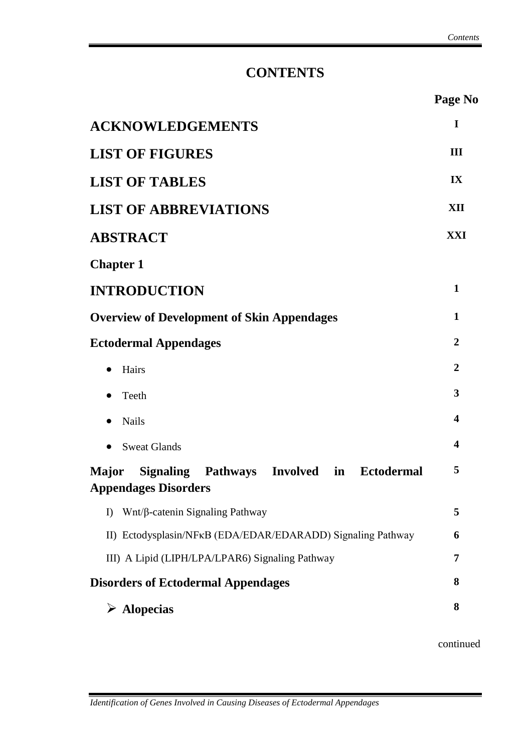# CONTENTS

| | Page No |
|---|---|
| **ACKNOWLEDGEMENTS** | **I** |
| **LIST OF FIGURES** | **III** |
| **LIST OF TABLES** | **IX** |
| **LIST OF ABBREVIATIONS** | **XII** |
| **ABSTRACT** | **XXI** |
| **Chapter 1** | |
| **INTRODUCTION** | **1** |
| **Overview of Development of Skin Appendages** | **1** |
| **Ectodermal Appendages** | **2** |
| • Hairs | **2** |
| • Teeth | **3** |
| • Nails | **4** |
| • Sweat Glands | **4** |
| **Major Signaling Pathways Involved in Ectodermal Appendages Disorders** | **5** |
| I) Wnt/β-catenin Signaling Pathway | **5** |
| II) Ectodysplasin/NFκB (EDA/EDAR/EDARADD) Signaling Pathway | **6** |
| III) A Lipid (LIPH/LPA/LPAR6) Signaling Pathway | **7** |
| **Disorders of Ectodermal Appendages** | **8** |
| ➢ **Alopecias** | **8** |

continued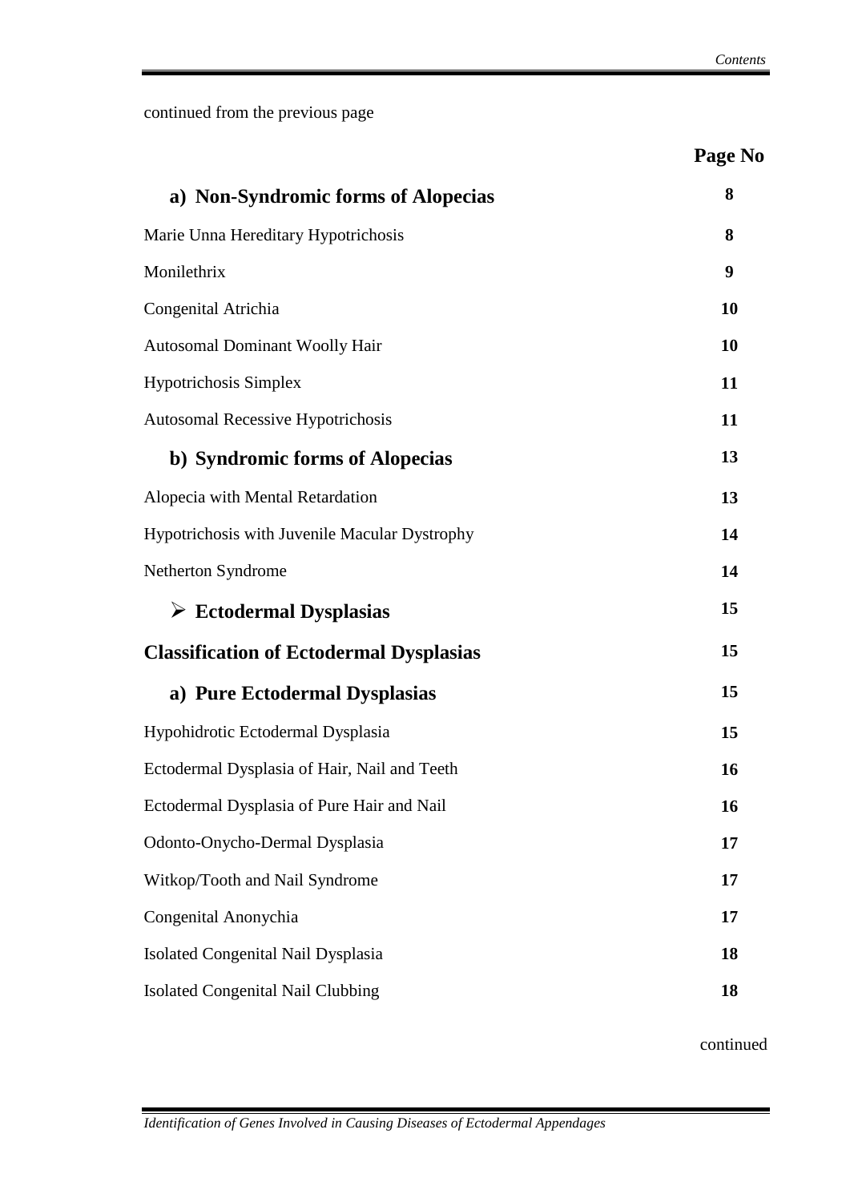continued from the previous page

| | Page No |
|---|---|
| **a) Non-Syndromic forms of Alopecias** | **8** |
| Marie Unna Hereditary Hypotrichosis | **8** |
| Monilethrix | **9** |
| Congenital Atrichia | **10** |
| Autosomal Dominant Woolly Hair | **10** |
| Hypotrichosis Simplex | **11** |
| Autosomal Recessive Hypotrichosis | **11** |
| **b) Syndromic forms of Alopecias** | **13** |
| Alopecia with Mental Retardation | **13** |
| Hypotrichosis with Juvenile Macular Dystrophy | **14** |
| Netherton Syndrome | **14** |
| ➢ **Ectodermal Dysplasias** | **15** |
| **Classification of Ectodermal Dysplasias** | **15** |
| **a) Pure Ectodermal Dysplasias** | **15** |
| Hypohidrotic Ectodermal Dysplasia | **15** |
| Ectodermal Dysplasia of Hair, Nail and Teeth | **16** |
| Ectodermal Dysplasia of Pure Hair and Nail | **16** |
| Odonto-Onycho-Dermal Dysplasia | **17** |
| Witkop/Tooth and Nail Syndrome | **17** |
| Congenital Anonychia | **17** |
| Isolated Congenital Nail Dysplasia | **18** |
| Isolated Congenital Nail Clubbing | **18** |

continued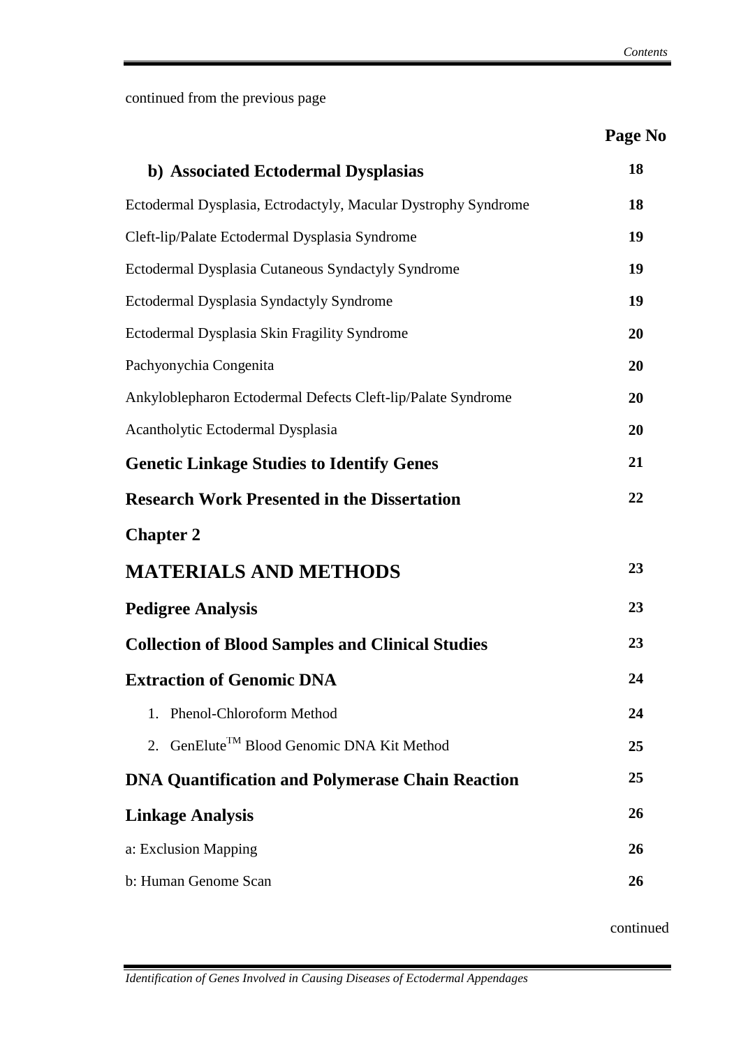continued from the previous page

| | Page No |
|---|---|
| **b) Associated Ectodermal Dysplasias** | **18** |
| Ectodermal Dysplasia, Ectrodactyly, Macular Dystrophy Syndrome | **18** |
| Cleft-lip/Palate Ectodermal Dysplasia Syndrome | **19** |
| Ectodermal Dysplasia Cutaneous Syndactyly Syndrome | **19** |
| Ectodermal Dysplasia Syndactyly Syndrome | **19** |
| Ectodermal Dysplasia Skin Fragility Syndrome | **20** |
| Pachyonychia Congenita | **20** |
| Ankyloblepharon Ectodermal Defects Cleft-lip/Palate Syndrome | **20** |
| Acantholytic Ectodermal Dysplasia | **20** |
| **Genetic Linkage Studies to Identify Genes** | **21** |
| **Research Work Presented in the Dissertation** | **22** |
| **Chapter 2** | |
| **MATERIALS AND METHODS** | **23** |
| **Pedigree Analysis** | **23** |
| **Collection of Blood Samples and Clinical Studies** | **23** |
| **Extraction of Genomic DNA** | **24** |
| 1. Phenol-Chloroform Method | **24** |
| 2. GenElute™ Blood Genomic DNA Kit Method | **25** |
| **DNA Quantification and Polymerase Chain Reaction** | **25** |
| **Linkage Analysis** | **26** |
| a: Exclusion Mapping | **26** |
| b: Human Genome Scan | **26** |

continued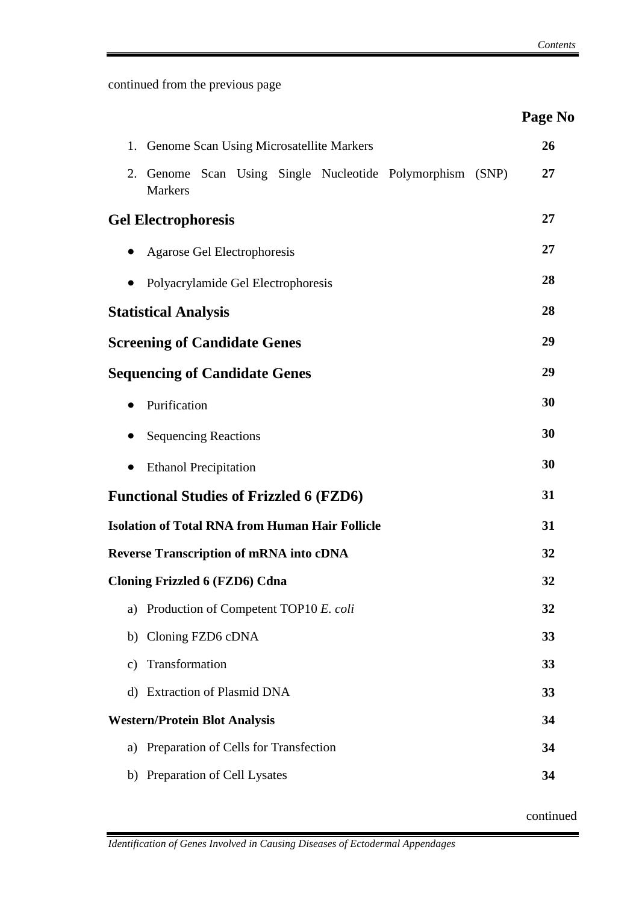continued from the previous page

| | Page No |
|---|---|
| 1. Genome Scan Using Microsatellite Markers | **26** |
| 2. Genome Scan Using Single Nucleotide Polymorphism (SNP) Markers | **27** |
| **Gel Electrophoresis** | **27** |
| • Agarose Gel Electrophoresis | **27** |
| • Polyacrylamide Gel Electrophoresis | **28** |
| **Statistical Analysis** | **28** |
| **Screening of Candidate Genes** | **29** |
| **Sequencing of Candidate Genes** | **29** |
| • Purification | **30** |
| • Sequencing Reactions | **30** |
| • Ethanol Precipitation | **30** |
| **Functional Studies of Frizzled 6 (FZD6)** | **31** |
| **Isolation of Total RNA from Human Hair Follicle** | **31** |
| **Reverse Transcription of mRNA into cDNA** | **32** |
| **Cloning Frizzled 6 (FZD6) Cdna** | **32** |
| a) Production of Competent TOP10 *E. coli* | **32** |
| b) Cloning FZD6 cDNA | **33** |
| c) Transformation | **33** |
| d) Extraction of Plasmid DNA | **33** |
| **Western/Protein Blot Analysis** | **34** |
| a) Preparation of Cells for Transfection | **34** |
| b) Preparation of Cell Lysates | **34** |

continued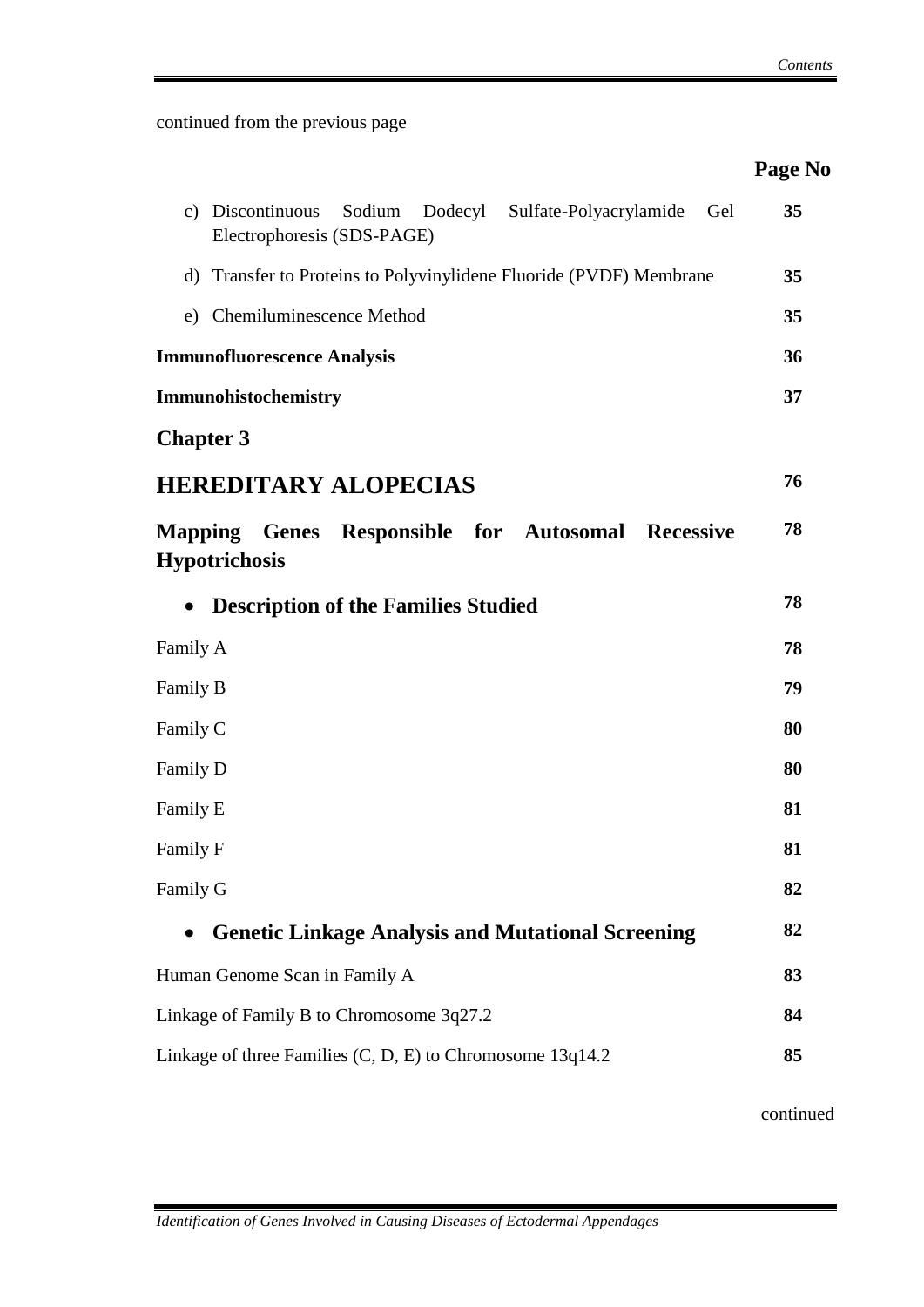continued from the previous page

| | Page No |
|---|---|
| c) Discontinuous Sodium Dodecyl Sulfate-Polyacrylamide Gel Electrophoresis (SDS-PAGE) | **35** |
| d) Transfer to Proteins to Polyvinylidene Fluoride (PVDF) Membrane | **35** |
| e) Chemiluminescence Method | **35** |
| **Immunofluorescence Analysis** | **36** |
| **Immunohistochemistry** | **37** |
| **Chapter 3** | |
| **HEREDITARY ALOPECIAS** | **76** |
| **Mapping Genes Responsible for Autosomal Recessive Hypotrichosis** | **78** |
| • **Description of the Families Studied** | **78** |
| Family A | **78** |
| Family B | **79** |
| Family C | **80** |
| Family D | **80** |
| Family E | **81** |
| Family F | **81** |
| Family G | **82** |
| • **Genetic Linkage Analysis and Mutational Screening** | **82** |
| Human Genome Scan in Family A | **83** |
| Linkage of Family B to Chromosome 3q27.2 | **84** |
| Linkage of three Families (C, D, E) to Chromosome 13q14.2 | **85** |

continued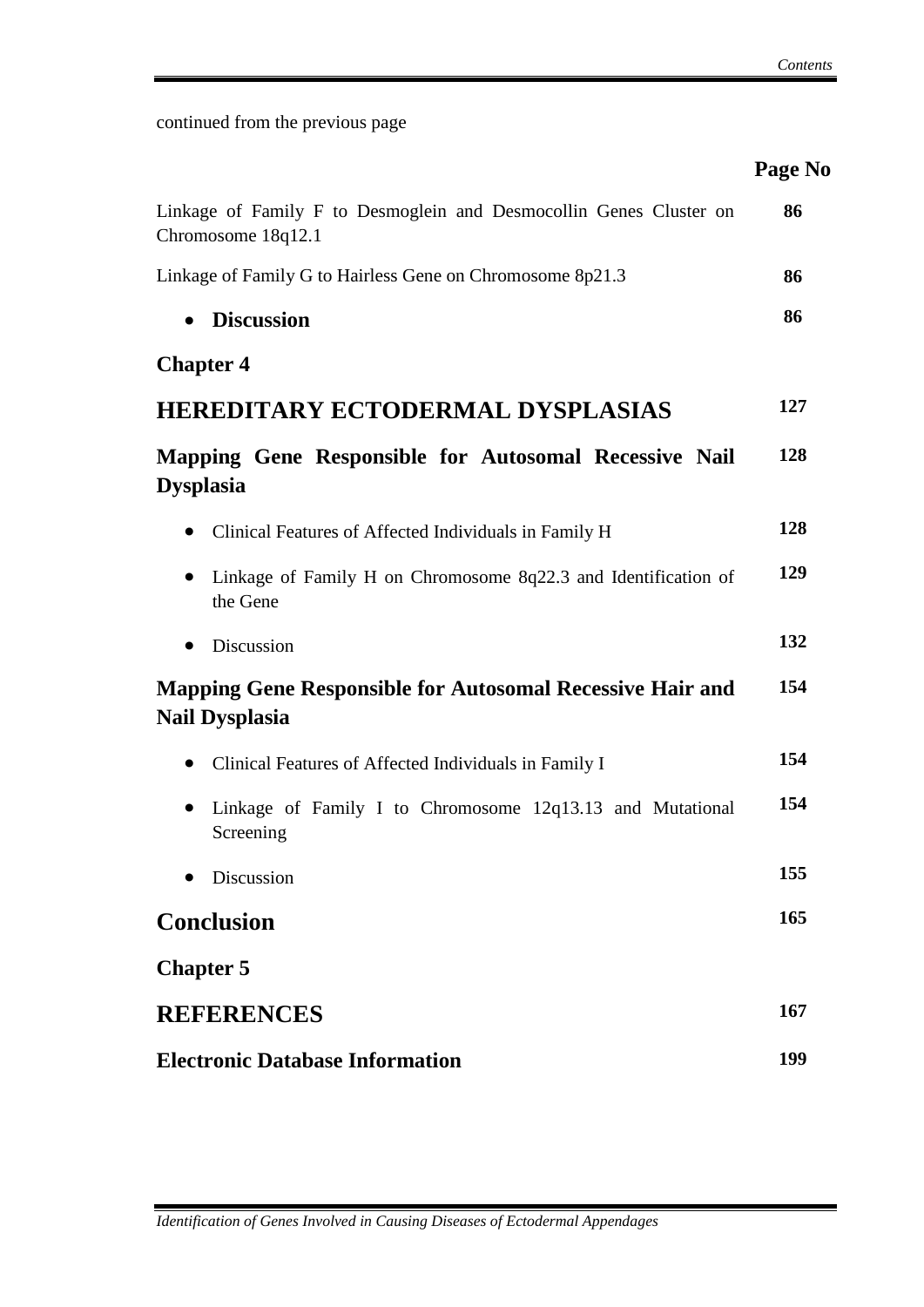continued from the previous page

| | Page No |
|---|---|
| Linkage of Family F to Desmoglein and Desmocollin Genes Cluster on Chromosome 18q12.1 | **86** |
| Linkage of Family G to Hairless Gene on Chromosome 8p21.3 | **86** |
| • **Discussion** | **86** |
| **Chapter 4** | |
| **HEREDITARY ECTODERMAL DYSPLASIAS** | **127** |
| **Mapping Gene Responsible for Autosomal Recessive Nail Dysplasia** | **128** |
| • Clinical Features of Affected Individuals in Family H | **128** |
| • Linkage of Family H on Chromosome 8q22.3 and Identification of the Gene | **129** |
| • Discussion | **132** |
| **Mapping Gene Responsible for Autosomal Recessive Hair and Nail Dysplasia** | **154** |
| • Clinical Features of Affected Individuals in Family I | **154** |
| • Linkage of Family I to Chromosome 12q13.13 and Mutational Screening | **154** |
| • Discussion | **155** |
| **Conclusion** | **165** |
| **Chapter 5** | |
| **REFERENCES** | **167** |
| **Electronic Database Information** | **199** |